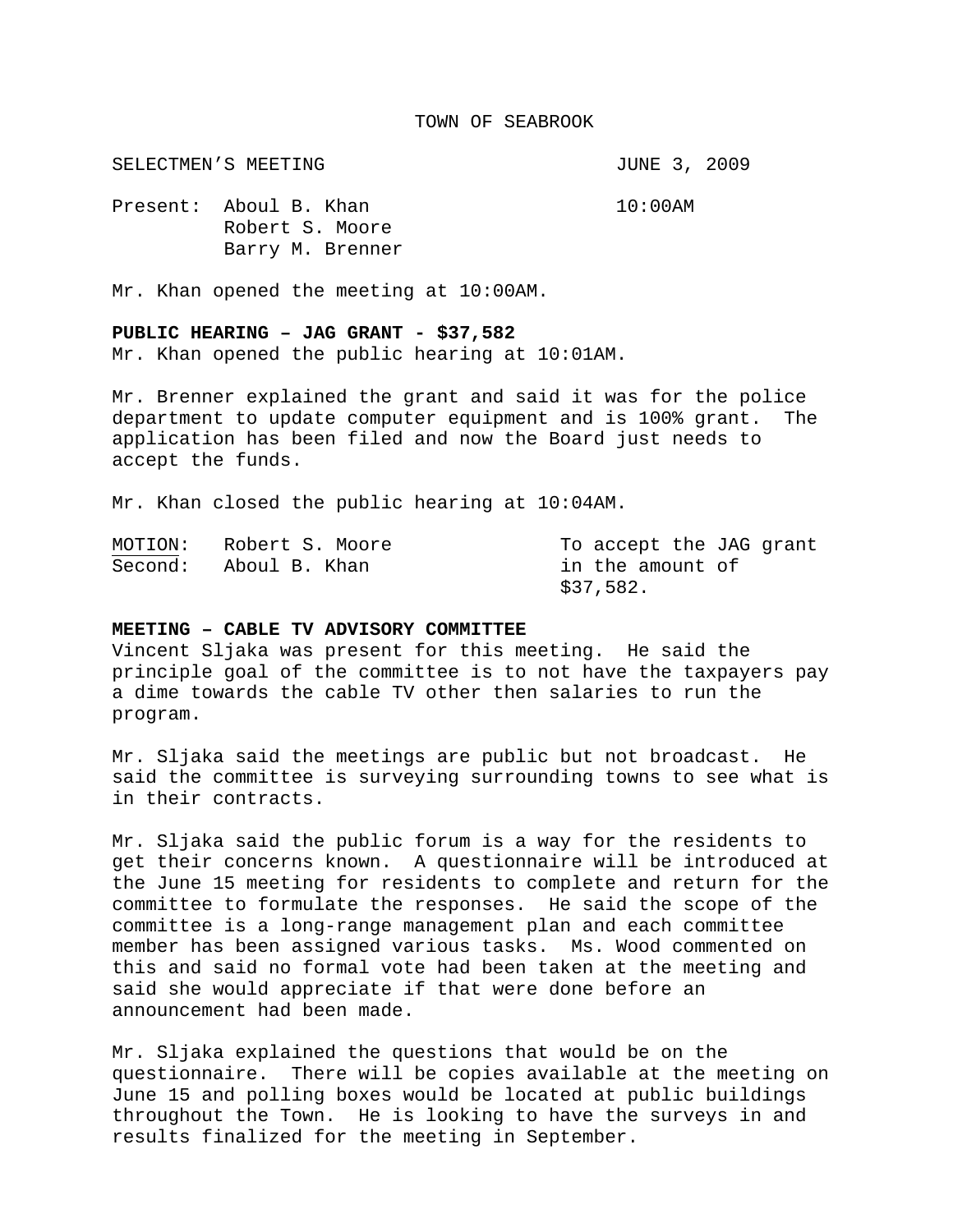TOWN OF SEABROOK

SELECTMEN'S MEETING JUNE 3, 2009

Present: Aboul B. Khan 10:00AM
Robert S. Moore
Barry M. Brenner

Mr. Khan opened the meeting at 10:00AM.

**PUBLIC HEARING – JAG GRANT - $37,582**
Mr. Khan opened the public hearing at 10:01AM.

Mr. Brenner explained the grant and said it was for the police department to update computer equipment and is 100% grant. The application has been filed and now the Board just needs to accept the funds.

Mr. Khan closed the public hearing at 10:04AM.

| MOTION: | Robert S. Moore | To accept the JAG grant in the amount of $37,582. |
|---|---|---|
| Second: | Aboul B. Khan | |

**MEETING – CABLE TV ADVISORY COMMITTEE**
Vincent Sljaka was present for this meeting. He said the principle goal of the committee is to not have the taxpayers pay a dime towards the cable TV other then salaries to run the program.

Mr. Sljaka said the meetings are public but not broadcast. He said the committee is surveying surrounding towns to see what is in their contracts.

Mr. Sljaka said the public forum is a way for the residents to get their concerns known. A questionnaire will be introduced at the June 15 meeting for residents to complete and return for the committee to formulate the responses. He said the scope of the committee is a long-range management plan and each committee member has been assigned various tasks. Ms. Wood commented on this and said no formal vote had been taken at the meeting and said she would appreciate if that were done before an announcement had been made.

Mr. Sljaka explained the questions that would be on the questionnaire. There will be copies available at the meeting on June 15 and polling boxes would be located at public buildings throughout the Town. He is looking to have the surveys in and results finalized for the meeting in September.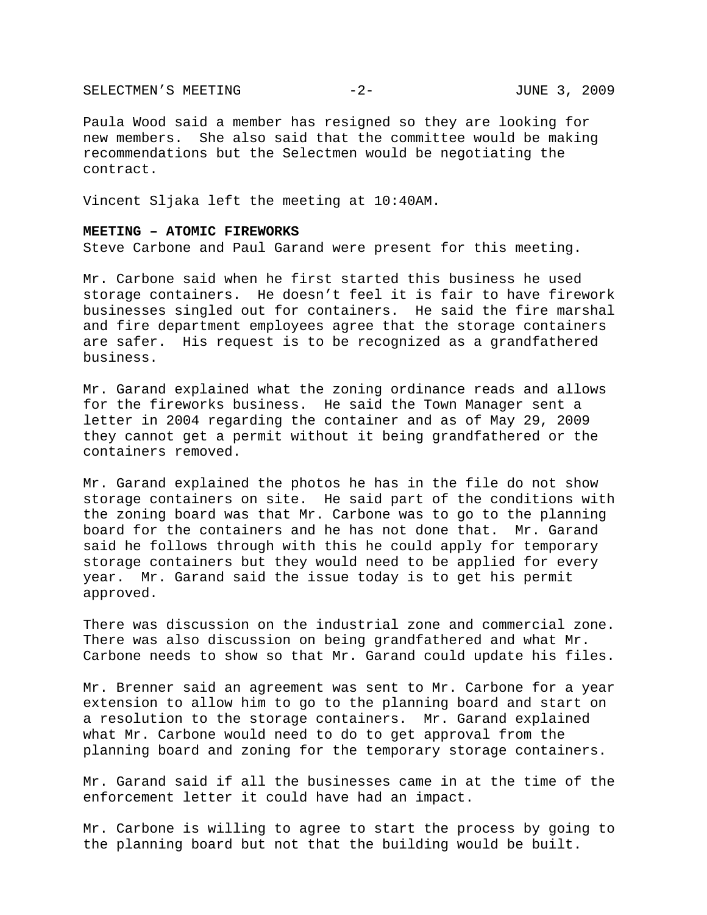Paula Wood said a member has resigned so they are looking for new members. She also said that the committee would be making recommendations but the Selectmen would be negotiating the contract.

Vincent Sljaka left the meeting at 10:40AM.

**MEETING – ATOMIC FIREWORKS**

Steve Carbone and Paul Garand were present for this meeting.

Mr. Carbone said when he first started this business he used storage containers. He doesn't feel it is fair to have firework businesses singled out for containers. He said the fire marshal and fire department employees agree that the storage containers are safer. His request is to be recognized as a grandfathered business.

Mr. Garand explained what the zoning ordinance reads and allows for the fireworks business. He said the Town Manager sent a letter in 2004 regarding the container and as of May 29, 2009 they cannot get a permit without it being grandfathered or the containers removed.

Mr. Garand explained the photos he has in the file do not show storage containers on site. He said part of the conditions with the zoning board was that Mr. Carbone was to go to the planning board for the containers and he has not done that. Mr. Garand said he follows through with this he could apply for temporary storage containers but they would need to be applied for every year. Mr. Garand said the issue today is to get his permit approved.

There was discussion on the industrial zone and commercial zone. There was also discussion on being grandfathered and what Mr. Carbone needs to show so that Mr. Garand could update his files.

Mr. Brenner said an agreement was sent to Mr. Carbone for a year extension to allow him to go to the planning board and start on a resolution to the storage containers. Mr. Garand explained what Mr. Carbone would need to do to get approval from the planning board and zoning for the temporary storage containers.

Mr. Garand said if all the businesses came in at the time of the enforcement letter it could have had an impact.

Mr. Carbone is willing to agree to start the process by going to the planning board but not that the building would be built.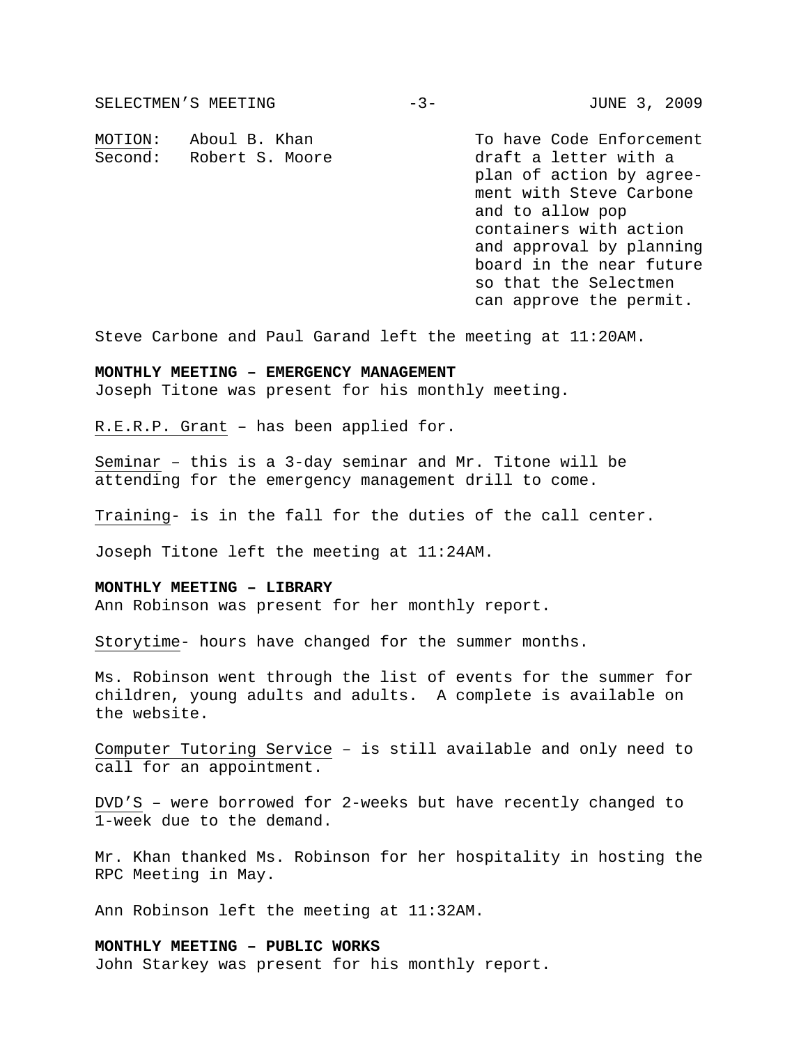MOTION: Aboul B. Khan
Second: Robert S. Moore

To have Code Enforcement draft a letter with a plan of action by agreement with Steve Carbone and to allow pop containers with action and approval by planning board in the near future so that the Selectmen can approve the permit.

Steve Carbone and Paul Garand left the meeting at 11:20AM.

**MONTHLY MEETING – EMERGENCY MANAGEMENT**
Joseph Titone was present for his monthly meeting.

R.E.R.P. Grant – has been applied for.

Seminar – this is a 3-day seminar and Mr. Titone will be attending for the emergency management drill to come.

Training- is in the fall for the duties of the call center.

Joseph Titone left the meeting at 11:24AM.

**MONTHLY MEETING – LIBRARY**
Ann Robinson was present for her monthly report.

Storytime- hours have changed for the summer months.

Ms. Robinson went through the list of events for the summer for children, young adults and adults. A complete is available on the website.

Computer Tutoring Service – is still available and only need to call for an appointment.

DVD'S – were borrowed for 2-weeks but have recently changed to 1-week due to the demand.

Mr. Khan thanked Ms. Robinson for her hospitality in hosting the RPC Meeting in May.

Ann Robinson left the meeting at 11:32AM.

**MONTHLY MEETING – PUBLIC WORKS**
John Starkey was present for his monthly report.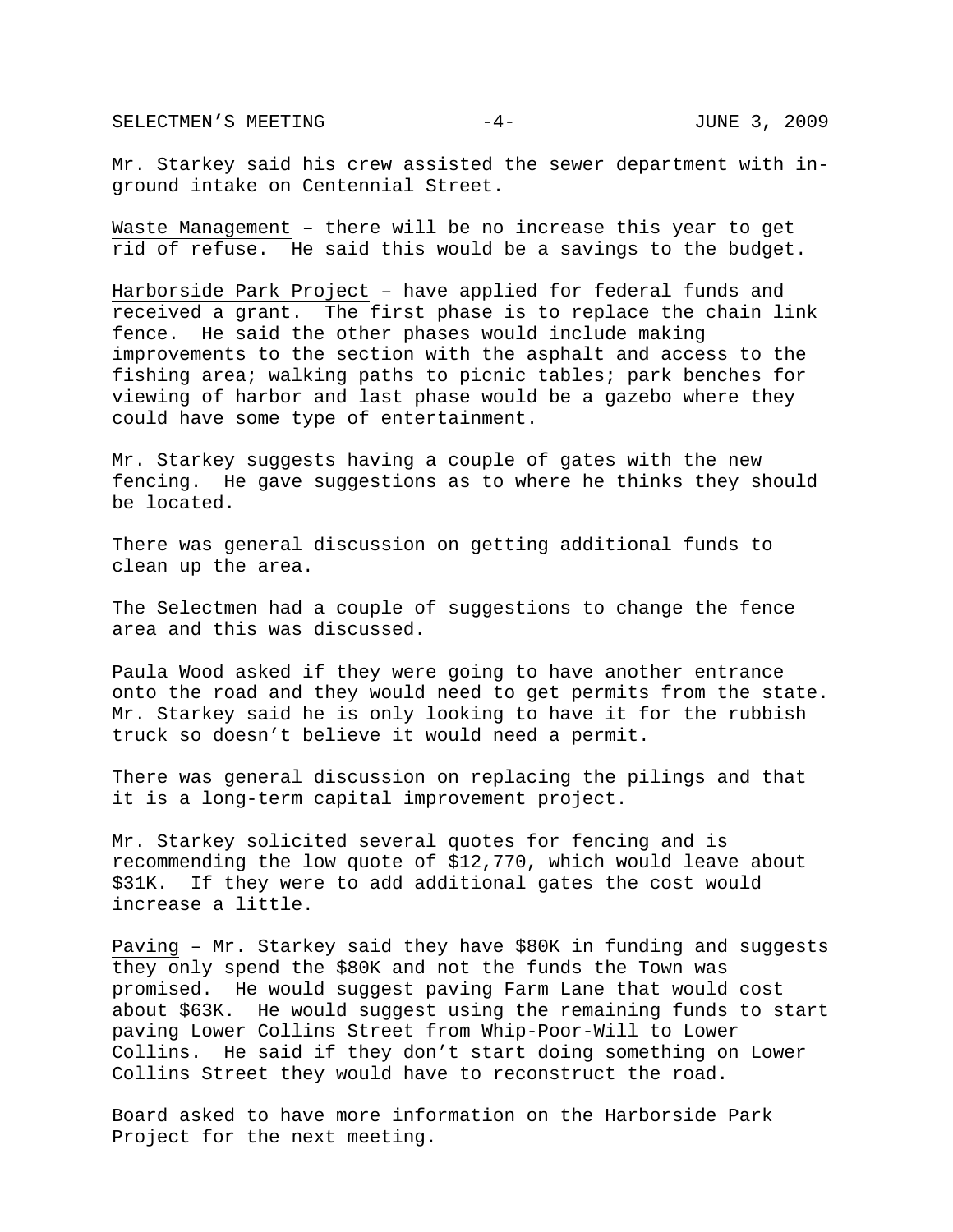Mr. Starkey said his crew assisted the sewer department with in-ground intake on Centennial Street.

Waste Management – there will be no increase this year to get rid of refuse. He said this would be a savings to the budget.

Harborside Park Project – have applied for federal funds and received a grant. The first phase is to replace the chain link fence. He said the other phases would include making improvements to the section with the asphalt and access to the fishing area; walking paths to picnic tables; park benches for viewing of harbor and last phase would be a gazebo where they could have some type of entertainment.

Mr. Starkey suggests having a couple of gates with the new fencing. He gave suggestions as to where he thinks they should be located.

There was general discussion on getting additional funds to clean up the area.

The Selectmen had a couple of suggestions to change the fence area and this was discussed.

Paula Wood asked if they were going to have another entrance onto the road and they would need to get permits from the state. Mr. Starkey said he is only looking to have it for the rubbish truck so doesn't believe it would need a permit.

There was general discussion on replacing the pilings and that it is a long-term capital improvement project.

Mr. Starkey solicited several quotes for fencing and is recommending the low quote of $12,770, which would leave about $31K. If they were to add additional gates the cost would increase a little.

Paving – Mr. Starkey said they have $80K in funding and suggests they only spend the $80K and not the funds the Town was promised. He would suggest paving Farm Lane that would cost about $63K. He would suggest using the remaining funds to start paving Lower Collins Street from Whip-Poor-Will to Lower Collins. He said if they don't start doing something on Lower Collins Street they would have to reconstruct the road.

Board asked to have more information on the Harborside Park Project for the next meeting.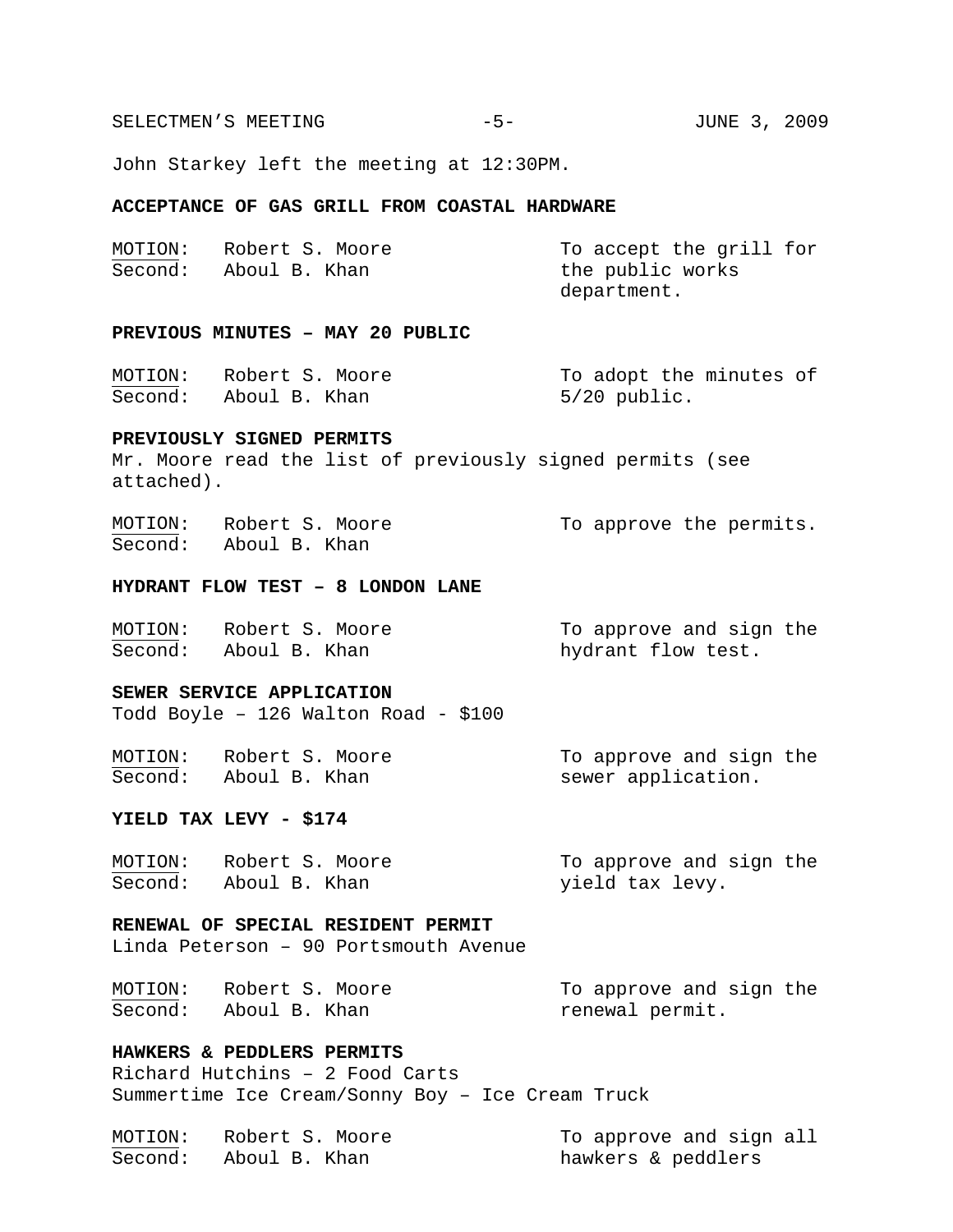John Starkey left the meeting at 12:30PM.

**ACCEPTANCE OF GAS GRILL FROM COASTAL HARDWARE**

| | | |
|---|---|---|
| MOTION: | Robert S. Moore | To accept the grill for the public works department. |
| Second: | Aboul B. Khan | |

**PREVIOUS MINUTES – MAY 20 PUBLIC**

| | | |
|---|---|---|
| MOTION: | Robert S. Moore | To adopt the minutes of 5/20 public. |
| Second: | Aboul B. Khan | |

**PREVIOUSLY SIGNED PERMITS**

Mr. Moore read the list of previously signed permits (see attached).

| | | |
|---|---|---|
| MOTION: | Robert S. Moore | To approve the permits. |
| Second: | Aboul B. Khan | |

**HYDRANT FLOW TEST – 8 LONDON LANE**

| | | |
|---|---|---|
| MOTION: | Robert S. Moore | To approve and sign the hydrant flow test. |
| Second: | Aboul B. Khan | |

**SEWER SERVICE APPLICATION**

Todd Boyle – 126 Walton Road - $100

| | | |
|---|---|---|
| MOTION: | Robert S. Moore | To approve and sign the sewer application. |
| Second: | Aboul B. Khan | |

**YIELD TAX LEVY - $174**

| | | |
|---|---|---|
| MOTION: | Robert S. Moore | To approve and sign the yield tax levy. |
| Second: | Aboul B. Khan | |

**RENEWAL OF SPECIAL RESIDENT PERMIT**

Linda Peterson – 90 Portsmouth Avenue

| | | |
|---|---|---|
| MOTION: | Robert S. Moore | To approve and sign the renewal permit. |
| Second: | Aboul B. Khan | |

**HAWKERS & PEDDLERS PERMITS**

Richard Hutchins – 2 Food Carts
Summertime Ice Cream/Sonny Boy – Ice Cream Truck

| | | |
|---|---|---|
| MOTION: | Robert S. Moore | To approve and sign all hawkers & peddlers |
| Second: | Aboul B. Khan | |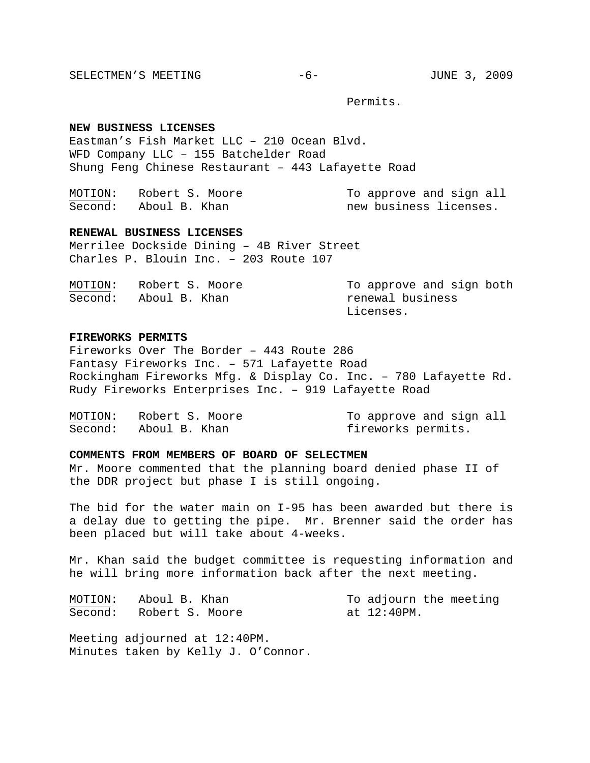Permits.

**NEW BUSINESS LICENSES**

Eastman's Fish Market LLC – 210 Ocean Blvd.
WFD Company LLC – 155 Batchelder Road
Shung Feng Chinese Restaurant – 443 Lafayette Road

| | | |
|---|---|---|
| MOTION: | Robert S. Moore | To approve and sign all new business licenses. |
| Second: | Aboul B. Khan | |

**RENEWAL BUSINESS LICENSES**

Merrilee Dockside Dining – 4B River Street
Charles P. Blouin Inc. – 203 Route 107

| | | |
|---|---|---|
| MOTION: | Robert S. Moore | To approve and sign both renewal business Licenses. |
| Second: | Aboul B. Khan | |

**FIREWORKS PERMITS**

Fireworks Over The Border – 443 Route 286
Fantasy Fireworks Inc. – 571 Lafayette Road
Rockingham Fireworks Mfg. & Display Co. Inc. – 780 Lafayette Rd.
Rudy Fireworks Enterprises Inc. – 919 Lafayette Road

| | | |
|---|---|---|
| MOTION: | Robert S. Moore | To approve and sign all fireworks permits. |
| Second: | Aboul B. Khan | |

**COMMENTS FROM MEMBERS OF BOARD OF SELECTMEN**

Mr. Moore commented that the planning board denied phase II of the DDR project but phase I is still ongoing.

The bid for the water main on I-95 has been awarded but there is a delay due to getting the pipe. Mr. Brenner said the order has been placed but will take about 4-weeks.

Mr. Khan said the budget committee is requesting information and he will bring more information back after the next meeting.

| | | |
|---|---|---|
| MOTION: | Aboul B. Khan | To adjourn the meeting at 12:40PM. |
| Second: | Robert S. Moore | |

Meeting adjourned at 12:40PM.
Minutes taken by Kelly J. O'Connor.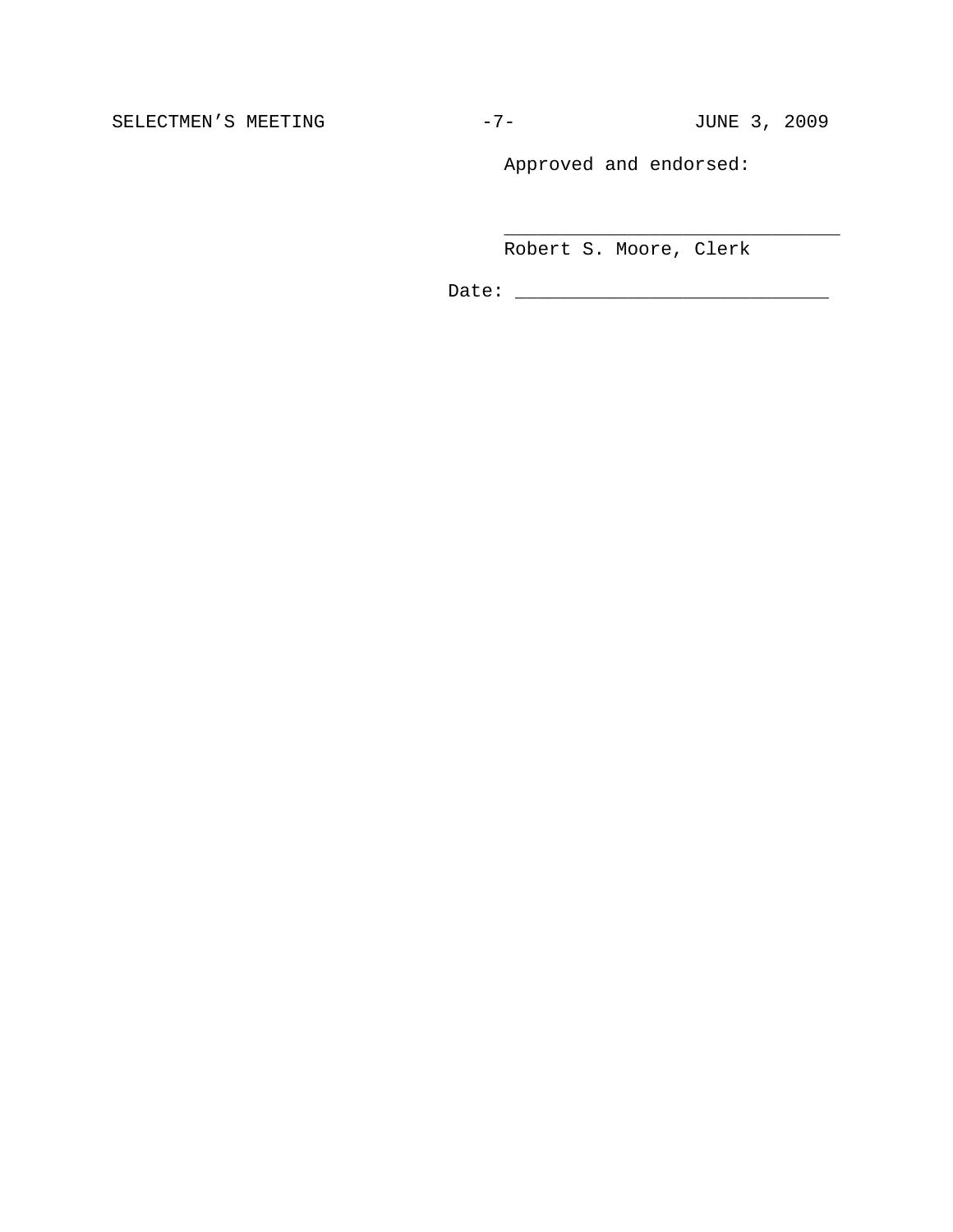Approved and endorsed:

_______________________________
Robert S. Moore, Clerk

Date: _____________________________